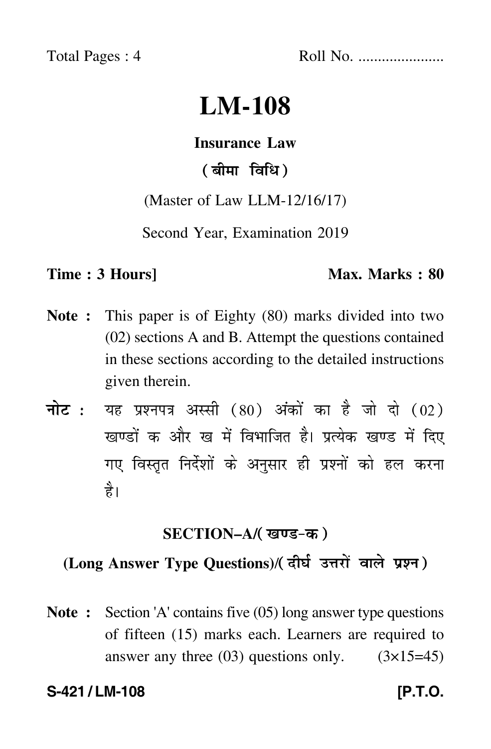Total Pages : 4 Roll No. .....................

# LM-108

**Insurance Law**

**(बीमा विधि)**

(Master of Law LLM-12/16/17)

Second Year, Examination 2019

**Time : 3 Hours]** **Max. Marks : 80**

**Note :** This paper is of Eighty (80) marks divided into two (02) sections A and B. Attempt the questions contained in these sections according to the detailed instructions given therein.

**नोट :** यह प्रश्नपत्र अस्सी (80) अंकों का है जो दो (02) खण्डों क और ख में विभाजित है। प्रत्येक खण्ड में दिए गए विस्तृत निर्देशों के अनुसार ही प्रश्नों को हल करना है।

## SECTION–A/(खण्ड-क)

### (Long Answer Type Questions)/(दीर्घ उत्तरों वाले प्रश्न)

**Note :** Section 'A' contains five (05) long answer type questions of fifteen (15) marks each. Learners are required to answer any three (03) questions only. (3×15=45)

**S-421 / LM-108** **[P.T.O.**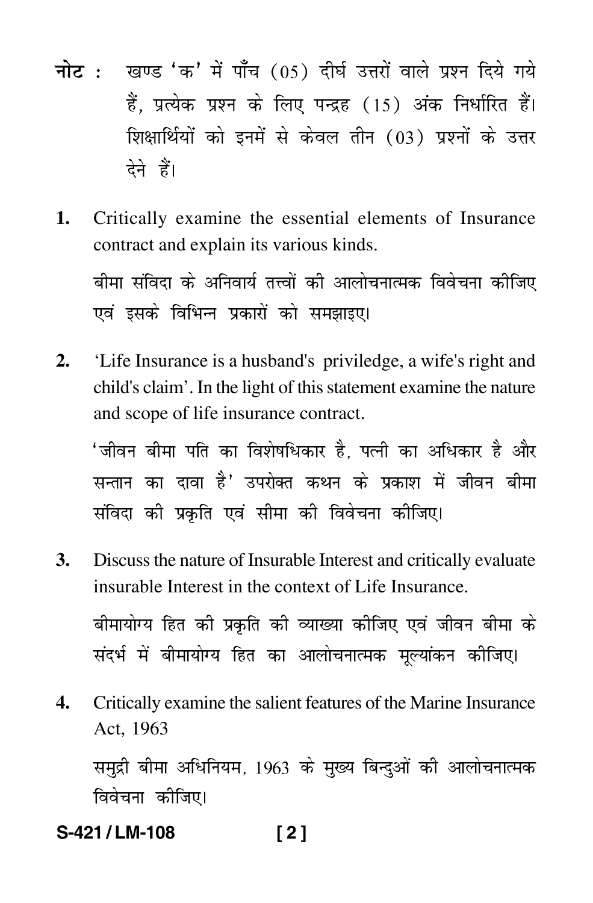**नोट :** खण्ड 'क' में पाँच (05) दीर्घ उत्तरों वाले प्रश्न दिये गये हैं, प्रत्येक प्रश्न के लिए पन्द्रह (15) अंक निर्धारित हैं। शिक्षार्थियों को इनमें से केवल तीन (03) प्रश्नों के उत्तर देने हैं।

**1.** Critically examine the essential elements of Insurance contract and explain its various kinds.

बीमा संविदा के अनिवार्य तत्त्वों की आलोचनात्मक विवेचना कीजिए एवं इसके विभिन्न प्रकारों को समझाइए।

**2.** 'Life Insurance is a husband's priviledge, a wife's right and child's claim'. In the light of this statement examine the nature and scope of life insurance contract.

'जीवन बीमा पति का विशेषधिकार है, पत्नी का अधिकार है और सन्तान का दावा है' उपरोक्त कथन के प्रकाश में जीवन बीमा संविदा की प्रकृति एवं सीमा की विवेचना कीजिए।

**3.** Discuss the nature of Insurable Interest and critically evaluate insurable Interest in the context of Life Insurance.

बीमायोग्य हित की प्रकृति की व्याख्या कीजिए एवं जीवन बीमा के संदर्भ में बीमायोग्य हित का आलोचनात्मक मूल्यांकन कीजिए।

**4.** Critically examine the salient features of the Marine Insurance Act, 1963

समुद्री बीमा अधिनियम, 1963 के मुख्य बिन्दुओं की आलोचनात्मक विवेचना कीजिए।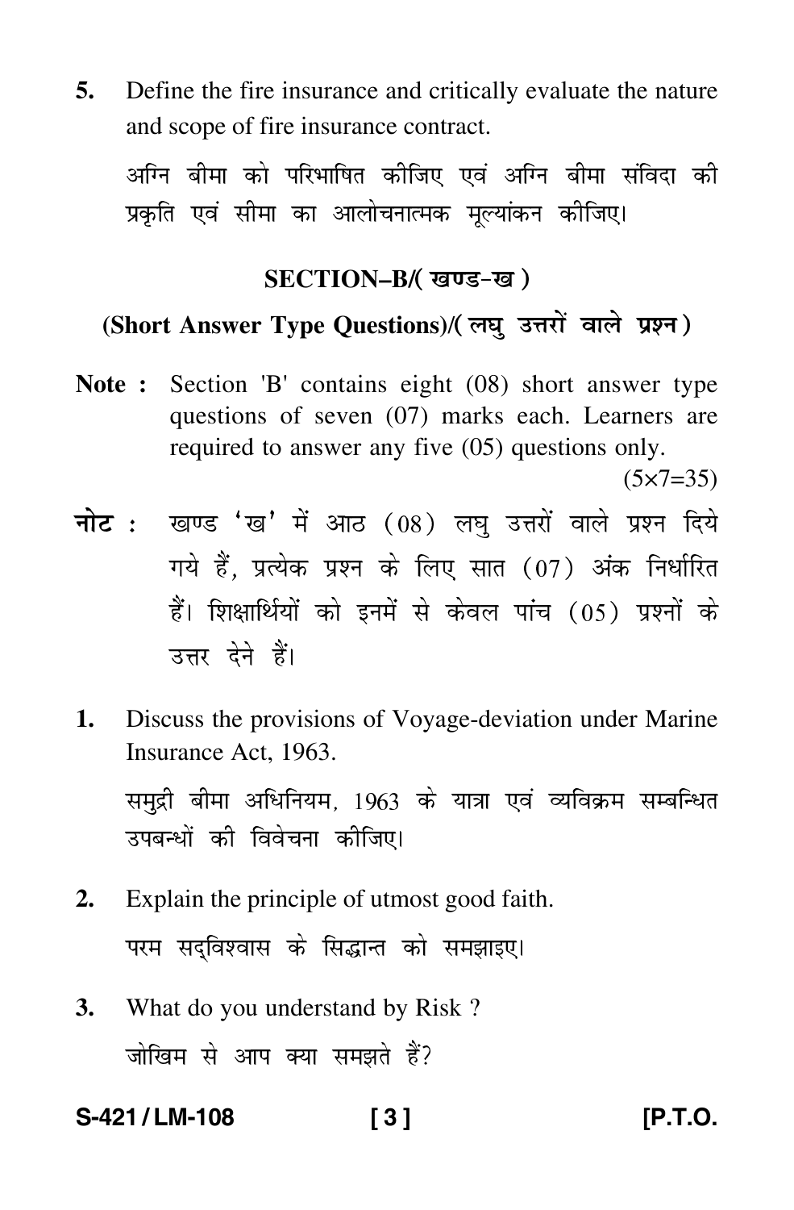5. Define the fire insurance and critically evaluate the nature and scope of fire insurance contract.

अग्नि बीमा को परिभाषित कीजिए एवं अग्नि बीमा संविदा की प्रकृति एवं सीमा का आलोचनात्मक मूल्यांकन कीजिए।

## SECTION–B/( खण्ड-ख )

### (Short Answer Type Questions)/( लघु उत्तरों वाले प्रश्न )

**Note :** Section 'B' contains eight (08) short answer type questions of seven (07) marks each. Learners are required to answer any five (05) questions only. (5×7=35)

**नोट :** खण्ड 'ख' में आठ (08) लघु उत्तरों वाले प्रश्न दिये गये हैं, प्रत्येक प्रश्न के लिए सात (07) अंक निर्धारित हैं। शिक्षार्थियों को इनमें से केवल पांच (05) प्रश्नों के उत्तर देने हैं।

1. Discuss the provisions of Voyage-deviation under Marine Insurance Act, 1963.

   समुद्री बीमा अधिनियम, 1963 के यात्रा एवं व्यविक्रम सम्बन्धित उपबन्धों की विवेचना कीजिए।

2. Explain the principle of utmost good faith.

   परम सद्विश्वास के सिद्धान्त को समझाइए।

3. What do you understand by Risk ?

   जोखिम से आप क्या समझते हैं?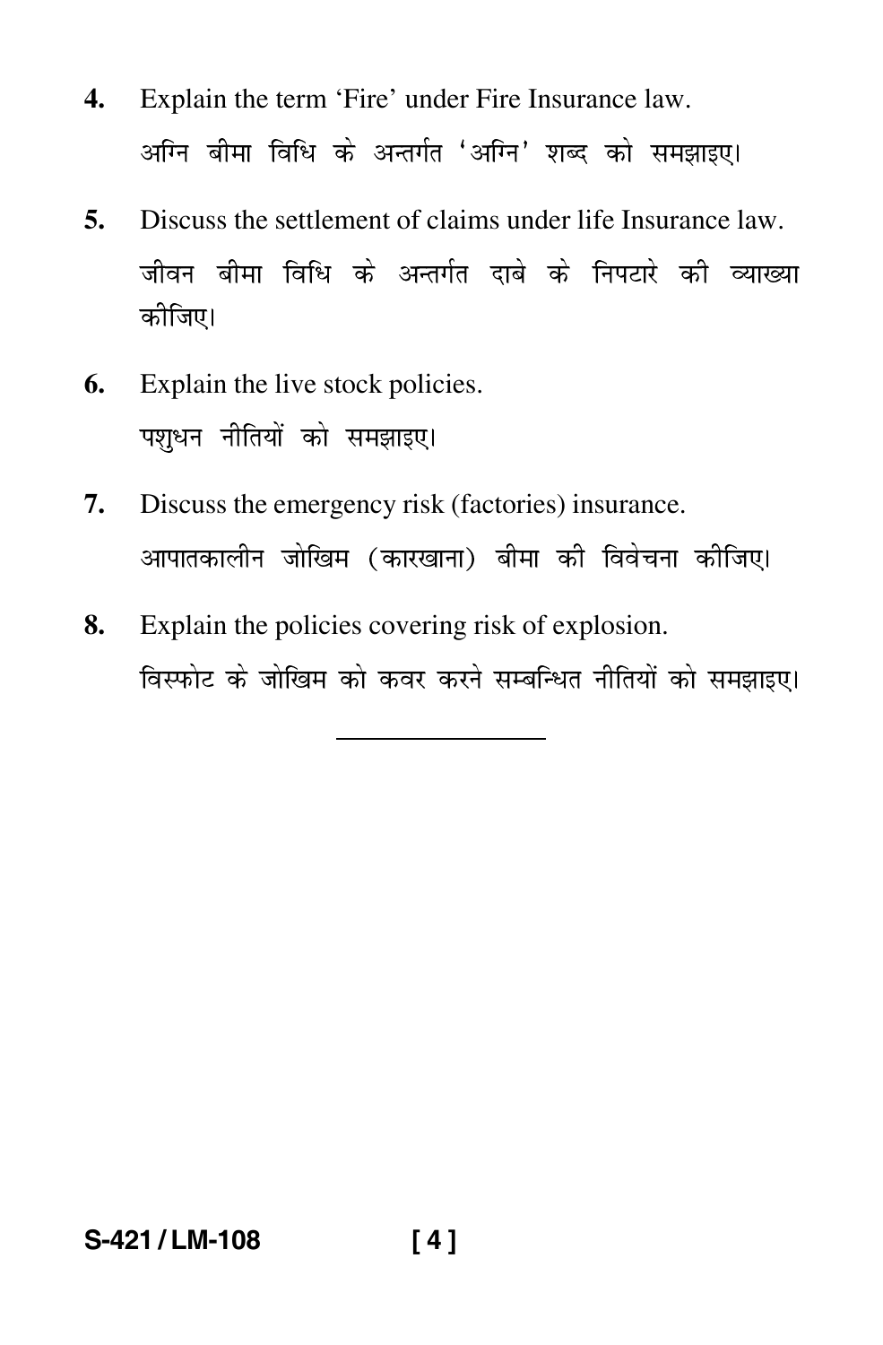4. Explain the term 'Fire' under Fire Insurance law.

   अग्नि बीमा विधि के अन्तर्गत 'अग्नि' शब्द को समझाइए।

5. Discuss the settlement of claims under life Insurance law.

   जीवन बीमा विधि के अन्तर्गत दाबे के निपटारे की व्याख्या कीजिए।

6. Explain the live stock policies.

   पशुधन नीतियों को समझाइए।

7. Discuss the emergency risk (factories) insurance.

   आपातकालीन जोखिम (कारखाना) बीमा की विवेचना कीजिए।

8. Explain the policies covering risk of explosion.

   विस्फोट के जोखिम को कवर करने सम्बन्धित नीतियों को समझाइए।